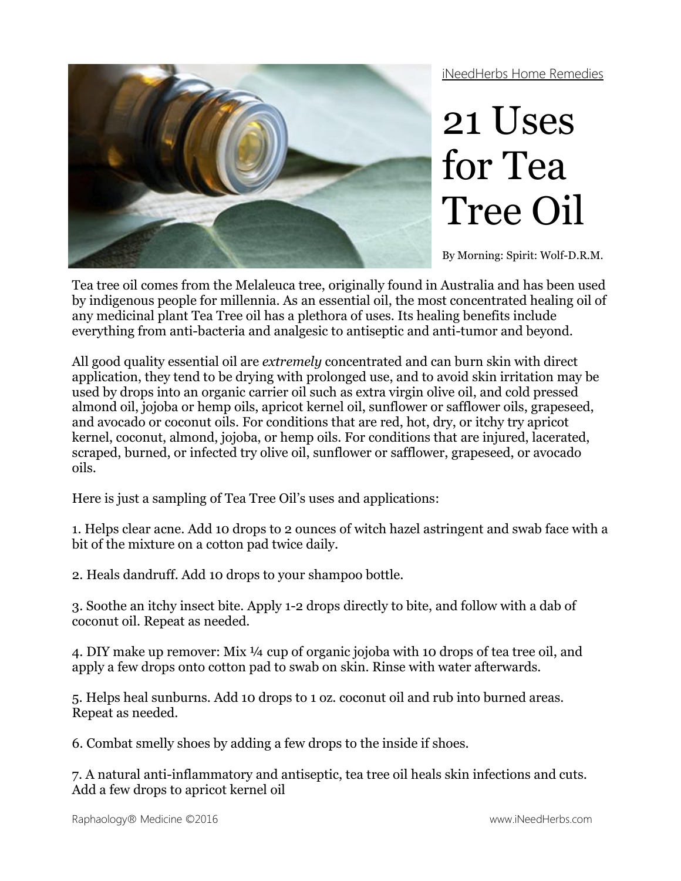iNeedHerbs Home Remedies

# 21 Uses for Tea Tree Oil

By Morning: Spirit: Wolf-D.R.M.

Tea tree oil comes from the Melaleuca tree, originally found in Australia and has been used by indigenous people for millennia. As an essential oil, the most concentrated healing oil of any medicinal plant Tea Tree oil has a plethora of uses. Its healing benefits include everything from anti-bacteria and analgesic to antiseptic and anti-tumor and beyond.

All good quality essential oil are *extremely* concentrated and can burn skin with direct application, they tend to be drying with prolonged use, and to avoid skin irritation may be used by drops into an organic carrier oil such as extra virgin olive oil, and cold pressed almond oil, jojoba or hemp oils, apricot kernel oil, sunflower or safflower oils, grapeseed, and avocado or coconut oils. For conditions that are red, hot, dry, or itchy try apricot kernel, coconut, almond, jojoba, or hemp oils. For conditions that are injured, lacerated, scraped, burned, or infected try olive oil, sunflower or safflower, grapeseed, or avocado oils.

Here is just a sampling of Tea Tree Oil's uses and applications:

1. Helps clear acne. Add 10 drops to 2 ounces of witch hazel astringent and swab face with a bit of the mixture on a cotton pad twice daily.

2. Heals dandruff. Add 10 drops to your shampoo bottle.

3. Soothe an itchy insect bite. Apply 1-2 drops directly to bite, and follow with a dab of coconut oil. Repeat as needed.

4. DIY make up remover: Mix ¼ cup of organic jojoba with 10 drops of tea tree oil, and apply a few drops onto cotton pad to swab on skin. Rinse with water afterwards.

5. Helps heal sunburns. Add 10 drops to 1 oz. coconut oil and rub into burned areas. Repeat as needed.

6. Combat smelly shoes by adding a few drops to the inside if shoes.

7. A natural anti-inflammatory and antiseptic, tea tree oil heals skin infections and cuts. Add a few drops to apricot kernel oil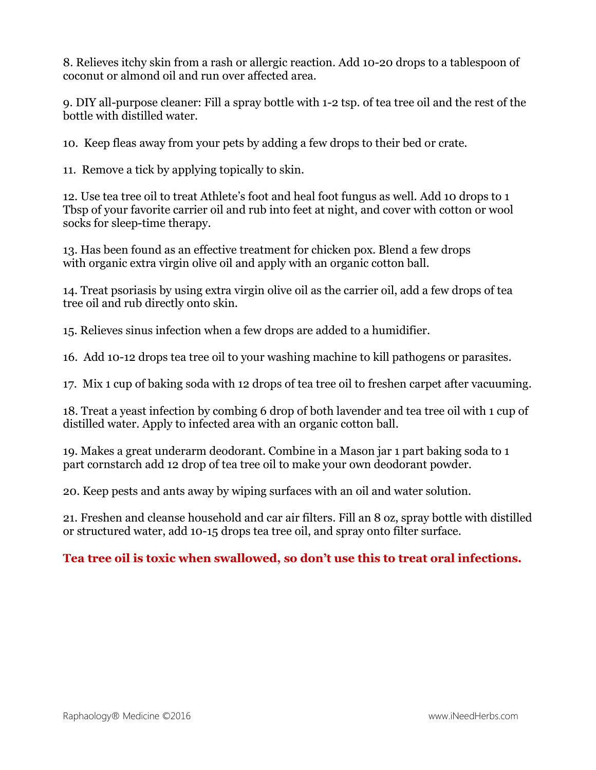8. Relieves itchy skin from a rash or allergic reaction. Add 10-20 drops to a tablespoon of coconut or almond oil and run over affected area.

9. DIY all-purpose cleaner: Fill a spray bottle with 1-2 tsp. of tea tree oil and the rest of the bottle with distilled water.

10. Keep fleas away from your pets by adding a few drops to their bed or crate.

11. Remove a tick by applying topically to skin.

12. Use tea tree oil to treat Athlete's foot and heal foot fungus as well. Add 10 drops to 1 Tbsp of your favorite carrier oil and rub into feet at night, and cover with cotton or wool socks for sleep-time therapy.

13. Has been found as an effective treatment for chicken pox. Blend a few drops with organic extra virgin olive oil and apply with an organic cotton ball.

14. Treat psoriasis by using extra virgin olive oil as the carrier oil, add a few drops of tea tree oil and rub directly onto skin.

15. Relieves sinus infection when a few drops are added to a humidifier.

16. Add 10-12 drops tea tree oil to your washing machine to kill pathogens or parasites.

17. Mix 1 cup of baking soda with 12 drops of tea tree oil to freshen carpet after vacuuming.

18. Treat a yeast infection by combing 6 drop of both lavender and tea tree oil with 1 cup of distilled water. Apply to infected area with an organic cotton ball.

19. Makes a great underarm deodorant. Combine in a Mason jar 1 part baking soda to 1 part cornstarch add 12 drop of tea tree oil to make your own deodorant powder.

20. Keep pests and ants away by wiping surfaces with an oil and water solution.

21. Freshen and cleanse household and car air filters. Fill an 8 oz, spray bottle with distilled or structured water, add 10-15 drops tea tree oil, and spray onto filter surface.

**Tea tree oil is toxic when swallowed, so don't use this to treat oral infections.**